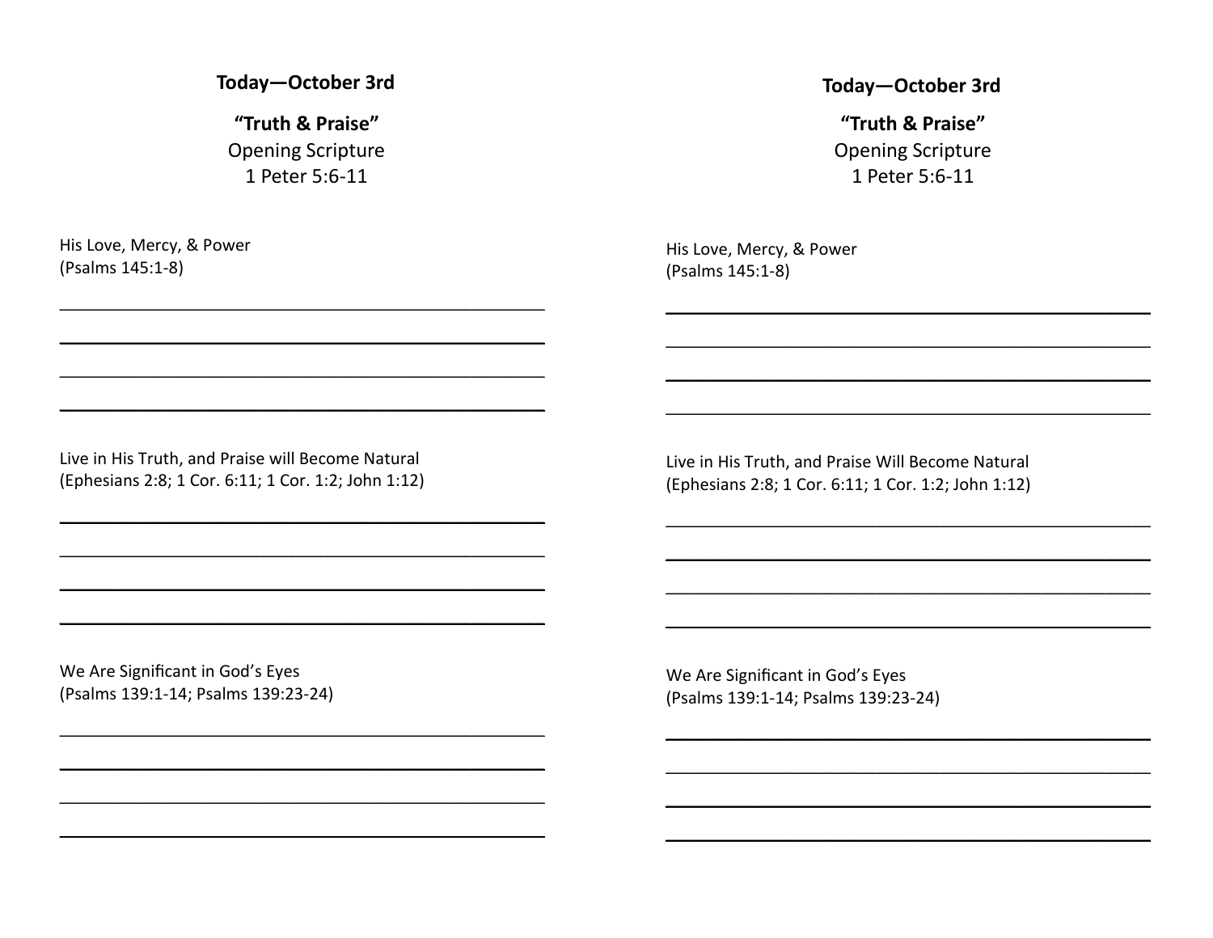**Today—October 3rd**

**“Truth & Praise”**

Opening Scripture

1 Peter 5:6-11

His Love, Mercy, & Power
(Psalms 145:1-8)

____________________________________________

____________________________________________

____________________________________________

____________________________________________

Live in His Truth, and Praise will Become Natural
(Ephesians 2:8; 1 Cor. 6:11; 1 Cor. 1:2; John 1:12)

____________________________________________

____________________________________________

____________________________________________

____________________________________________

We Are Significant in God’s Eyes
(Psalms 139:1-14; Psalms 139:23-24)

____________________________________________

____________________________________________

____________________________________________

____________________________________________

**Today—October 3rd**

**“Truth & Praise”**

Opening Scripture

1 Peter 5:6-11

His Love, Mercy, & Power
(Psalms 145:1-8)

____________________________________________

____________________________________________

____________________________________________

____________________________________________

Live in His Truth, and Praise Will Become Natural
(Ephesians 2:8; 1 Cor. 6:11; 1 Cor. 1:2; John 1:12)

____________________________________________

____________________________________________

____________________________________________

____________________________________________

We Are Significant in God’s Eyes
(Psalms 139:1-14; Psalms 139:23-24)

____________________________________________

____________________________________________

____________________________________________

____________________________________________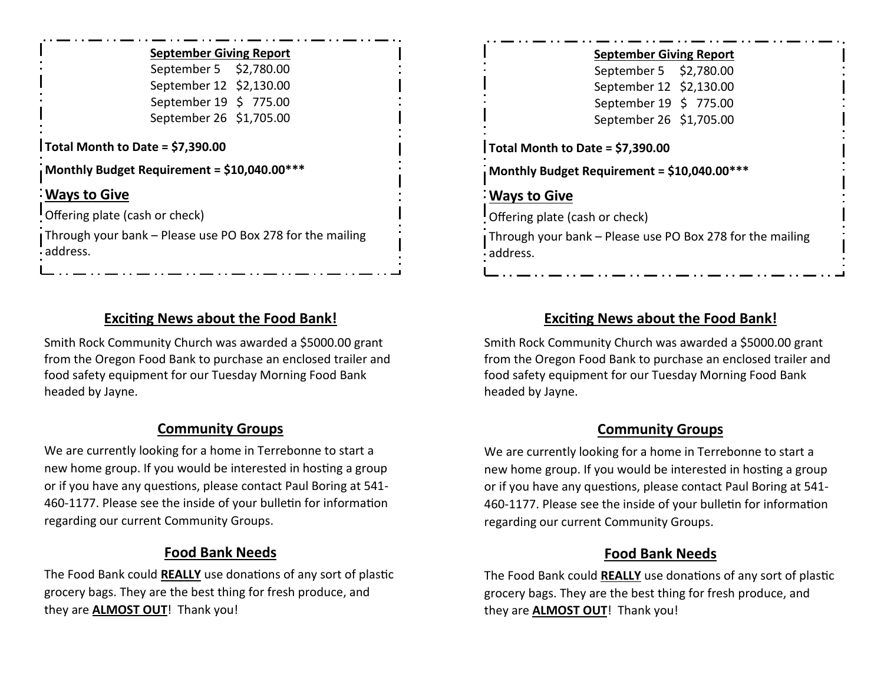**September Giving Report**

September 5 $2,780.00
September 12 $2,130.00
September 19 $ 775.00
September 26 $1,705.00

**Total Month to Date = $7,390.00**

**Monthly Budget Requirement = $10,040.00*****

## Ways to Give

Offering plate (cash or check)

Through your bank – Please use PO Box 278 for the mailing address.

## Exciting News about the Food Bank!

Smith Rock Community Church was awarded a $5000.00 grant from the Oregon Food Bank to purchase an enclosed trailer and food safety equipment for our Tuesday Morning Food Bank headed by Jayne.

## Community Groups

We are currently looking for a home in Terrebonne to start a new home group. If you would be interested in hosting a group or if you have any questions, please contact Paul Boring at 541-460-1177. Please see the inside of your bulletin for information regarding our current Community Groups.

## Food Bank Needs

The Food Bank could **REALLY** use donations of any sort of plastic grocery bags. They are the best thing for fresh produce, and they are **ALMOST OUT**! Thank you!

**September Giving Report**

September 5 $2,780.00
September 12 $2,130.00
September 19 $ 775.00
September 26 $1,705.00

**Total Month to Date = $7,390.00**

**Monthly Budget Requirement = $10,040.00*****

## Ways to Give

Offering plate (cash or check)

Through your bank – Please use PO Box 278 for the mailing address.

## Exciting News about the Food Bank!

Smith Rock Community Church was awarded a $5000.00 grant from the Oregon Food Bank to purchase an enclosed trailer and food safety equipment for our Tuesday Morning Food Bank headed by Jayne.

## Community Groups

We are currently looking for a home in Terrebonne to start a new home group. If you would be interested in hosting a group or if you have any questions, please contact Paul Boring at 541-460-1177. Please see the inside of your bulletin for information regarding our current Community Groups.

## Food Bank Needs

The Food Bank could **REALLY** use donations of any sort of plastic grocery bags. They are the best thing for fresh produce, and they are **ALMOST OUT**! Thank you!